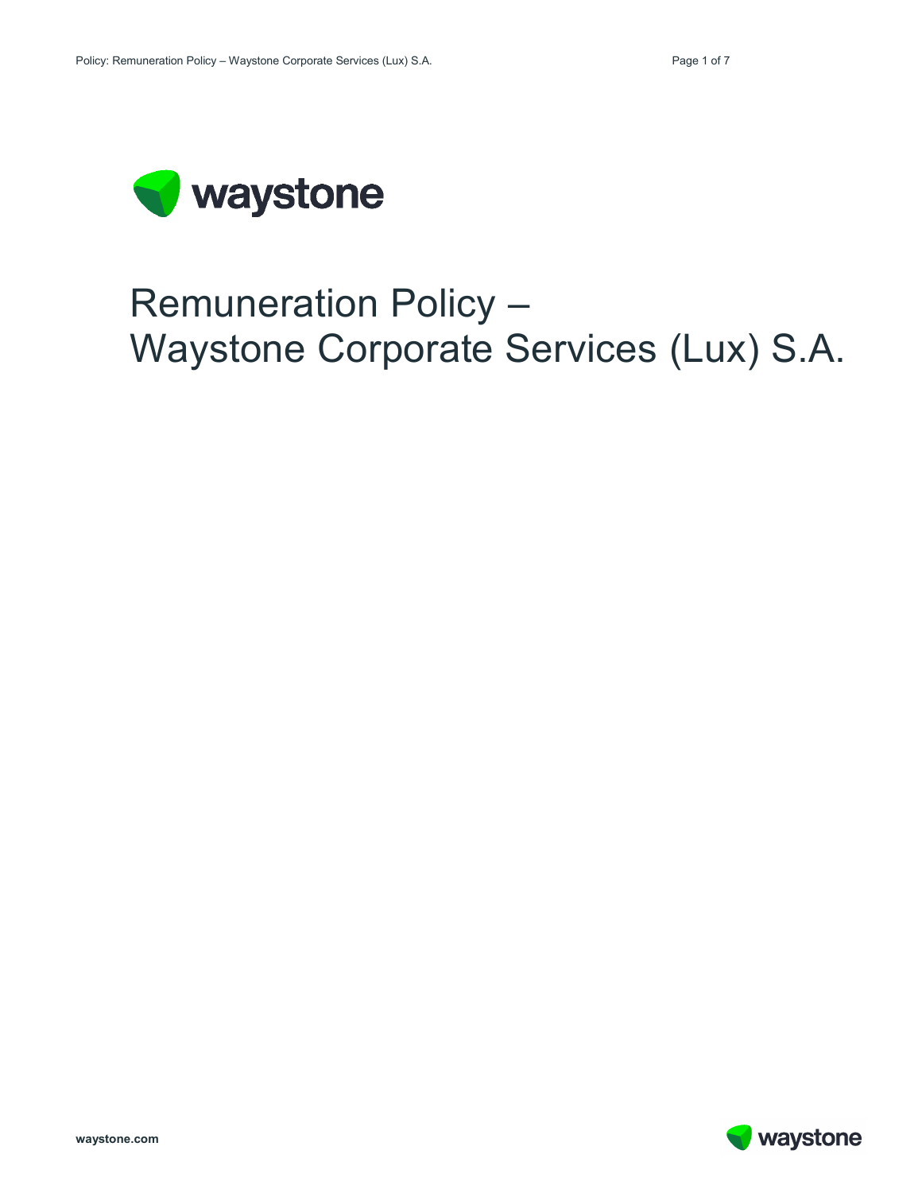# Remuneration Policy – Waystone Corporate Services (Lux) S.A.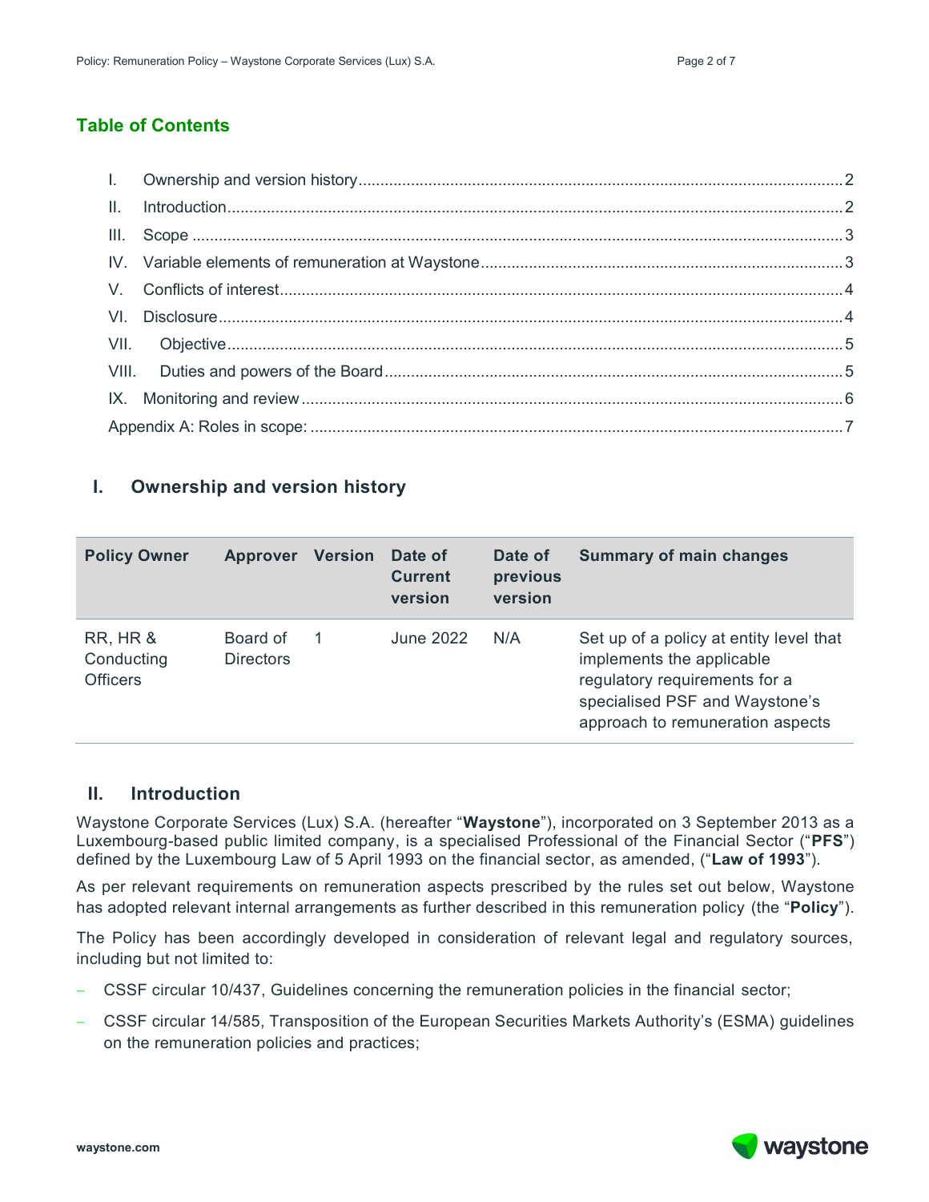## Table of Contents

I. Ownership and version history ..... 2
II. Introduction ..... 2
III. Scope ..... 3
IV. Variable elements of remuneration at Waystone ..... 3
V. Conflicts of interest ..... 4
VI. Disclosure ..... 4
VII. Objective ..... 5
VIII. Duties and powers of the Board ..... 5
IX. Monitoring and review ..... 6
Appendix A: Roles in scope: ..... 7

## I. Ownership and version history

| Policy Owner | Approver | Version | Date of Current version | Date of previous version | Summary of main changes |
|---|---|---|---|---|---|
| RR, HR & Conducting Officers | Board of Directors | 1 | June 2022 | N/A | Set up of a policy at entity level that implements the applicable regulatory requirements for a specialised PSF and Waystone's approach to remuneration aspects |

## II. Introduction

Waystone Corporate Services (Lux) S.A. (hereafter "**Waystone**"), incorporated on 3 September 2013 as a Luxembourg-based public limited company, is a specialised Professional of the Financial Sector ("**PFS**") defined by the Luxembourg Law of 5 April 1993 on the financial sector, as amended, ("**Law of 1993**").

As per relevant requirements on remuneration aspects prescribed by the rules set out below, Waystone has adopted relevant internal arrangements as further described in this remuneration policy (the "**Policy**").

The Policy has been accordingly developed in consideration of relevant legal and regulatory sources, including but not limited to:

- CSSF circular 10/437, Guidelines concerning the remuneration policies in the financial sector;
- CSSF circular 14/585, Transposition of the European Securities Markets Authority's (ESMA) guidelines on the remuneration policies and practices;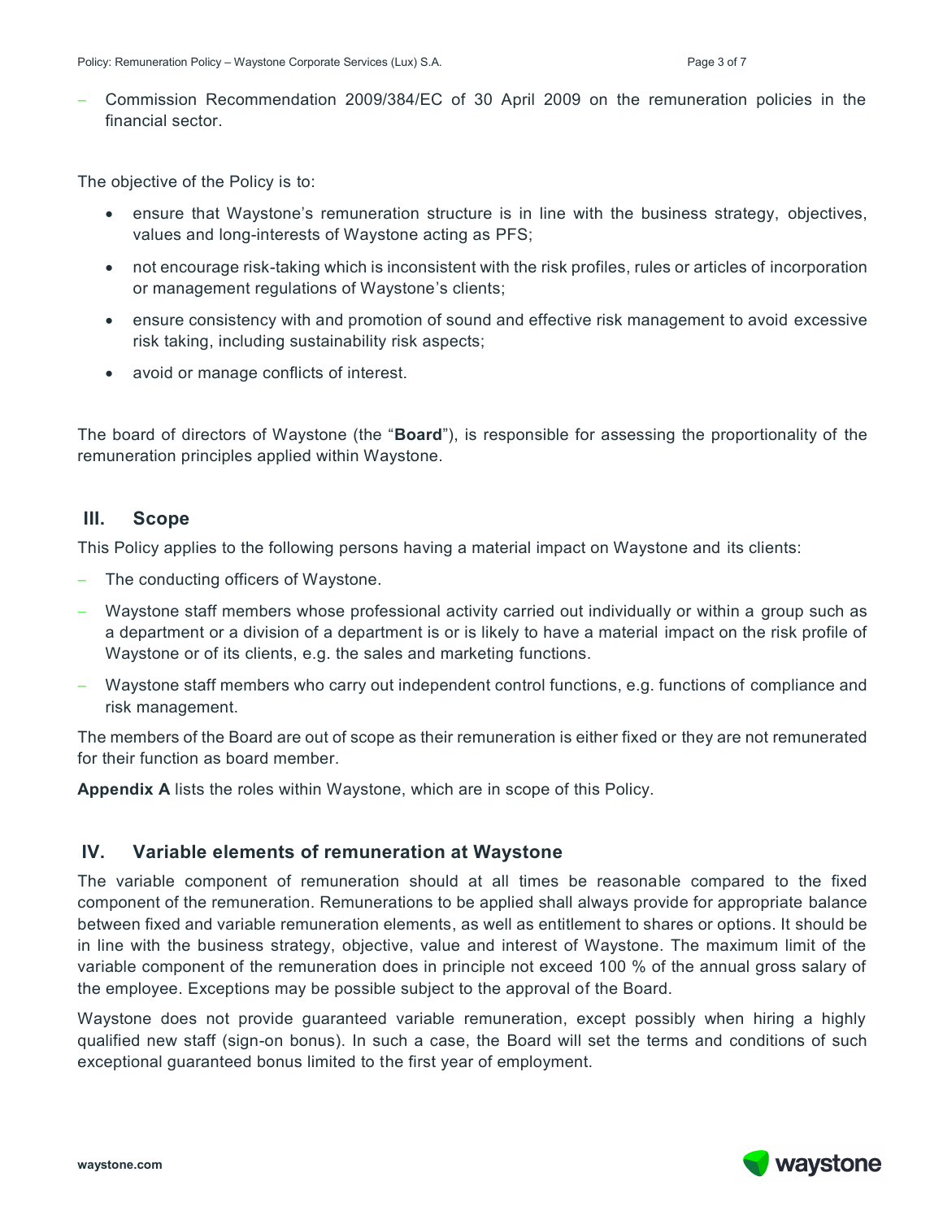- Commission Recommendation 2009/384/EC of 30 April 2009 on the remuneration policies in the financial sector.

The objective of the Policy is to:

- ensure that Waystone's remuneration structure is in line with the business strategy, objectives, values and long-interests of Waystone acting as PFS;
- not encourage risk-taking which is inconsistent with the risk profiles, rules or articles of incorporation or management regulations of Waystone's clients;
- ensure consistency with and promotion of sound and effective risk management to avoid excessive risk taking, including sustainability risk aspects;
- avoid or manage conflicts of interest.

The board of directors of Waystone (the "**Board**"), is responsible for assessing the proportionality of the remuneration principles applied within Waystone.

## III. Scope

This Policy applies to the following persons having a material impact on Waystone and its clients:

- The conducting officers of Waystone.
- Waystone staff members whose professional activity carried out individually or within a group such as a department or a division of a department is or is likely to have a material impact on the risk profile of Waystone or of its clients, e.g. the sales and marketing functions.
- Waystone staff members who carry out independent control functions, e.g. functions of compliance and risk management.

The members of the Board are out of scope as their remuneration is either fixed or they are not remunerated for their function as board member.

**Appendix A** lists the roles within Waystone, which are in scope of this Policy.

## IV. Variable elements of remuneration at Waystone

The variable component of remuneration should at all times be reasonable compared to the fixed component of the remuneration. Remunerations to be applied shall always provide for appropriate balance between fixed and variable remuneration elements, as well as entitlement to shares or options. It should be in line with the business strategy, objective, value and interest of Waystone. The maximum limit of the variable component of the remuneration does in principle not exceed 100 % of the annual gross salary of the employee. Exceptions may be possible subject to the approval of the Board.

Waystone does not provide guaranteed variable remuneration, except possibly when hiring a highly qualified new staff (sign-on bonus). In such a case, the Board will set the terms and conditions of such exceptional guaranteed bonus limited to the first year of employment.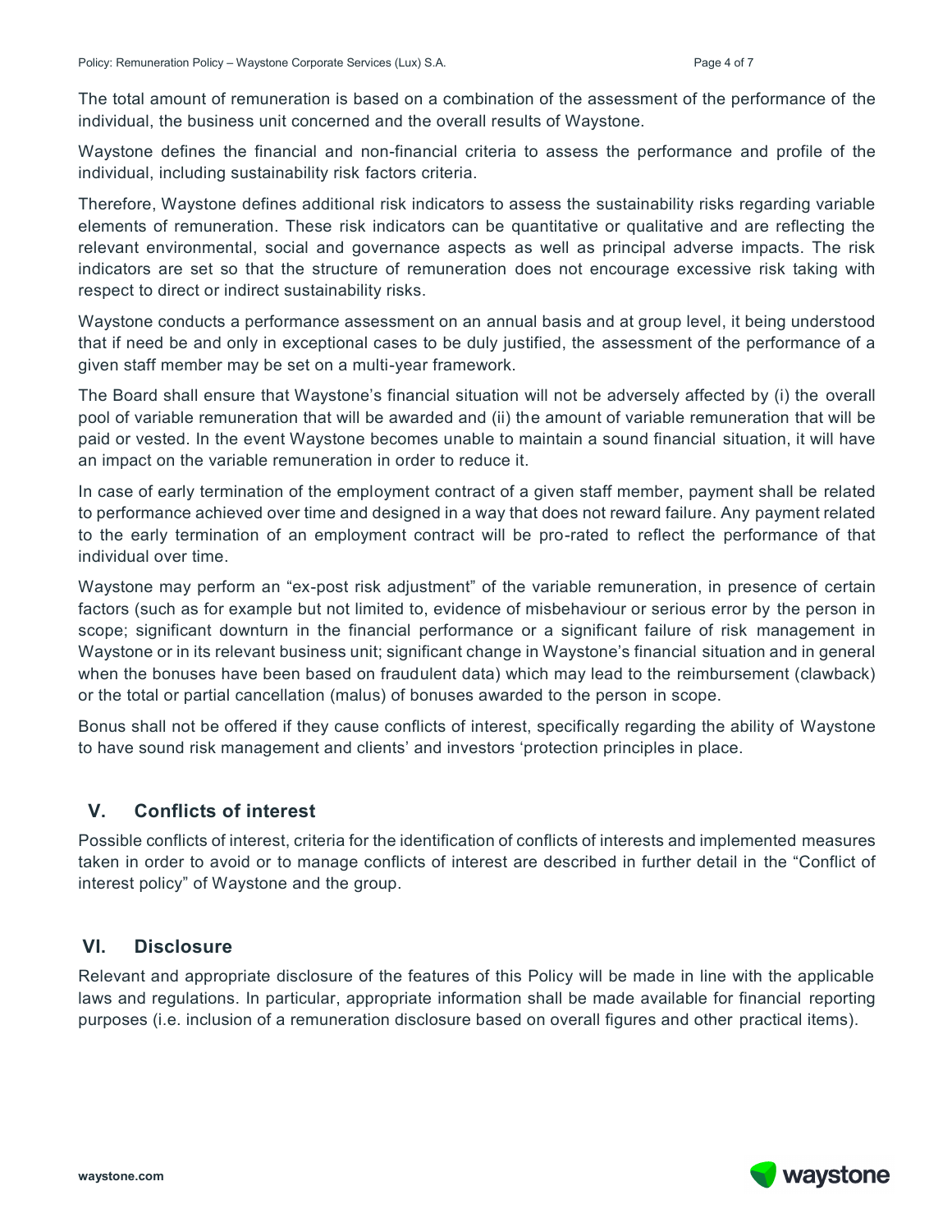The total amount of remuneration is based on a combination of the assessment of the performance of the individual, the business unit concerned and the overall results of Waystone.

Waystone defines the financial and non-financial criteria to assess the performance and profile of the individual, including sustainability risk factors criteria.

Therefore, Waystone defines additional risk indicators to assess the sustainability risks regarding variable elements of remuneration. These risk indicators can be quantitative or qualitative and are reflecting the relevant environmental, social and governance aspects as well as principal adverse impacts. The risk indicators are set so that the structure of remuneration does not encourage excessive risk taking with respect to direct or indirect sustainability risks.

Waystone conducts a performance assessment on an annual basis and at group level, it being understood that if need be and only in exceptional cases to be duly justified, the assessment of the performance of a given staff member may be set on a multi-year framework.

The Board shall ensure that Waystone's financial situation will not be adversely affected by (i) the overall pool of variable remuneration that will be awarded and (ii) the amount of variable remuneration that will be paid or vested. In the event Waystone becomes unable to maintain a sound financial situation, it will have an impact on the variable remuneration in order to reduce it.

In case of early termination of the employment contract of a given staff member, payment shall be related to performance achieved over time and designed in a way that does not reward failure. Any payment related to the early termination of an employment contract will be pro-rated to reflect the performance of that individual over time.

Waystone may perform an "ex-post risk adjustment" of the variable remuneration, in presence of certain factors (such as for example but not limited to, evidence of misbehaviour or serious error by the person in scope; significant downturn in the financial performance or a significant failure of risk management in Waystone or in its relevant business unit; significant change in Waystone's financial situation and in general when the bonuses have been based on fraudulent data) which may lead to the reimbursement (clawback) or the total or partial cancellation (malus) of bonuses awarded to the person in scope.

Bonus shall not be offered if they cause conflicts of interest, specifically regarding the ability of Waystone to have sound risk management and clients' and investors 'protection principles in place.

## V. Conflicts of interest

Possible conflicts of interest, criteria for the identification of conflicts of interests and implemented measures taken in order to avoid or to manage conflicts of interest are described in further detail in the "Conflict of interest policy" of Waystone and the group.

## VI. Disclosure

Relevant and appropriate disclosure of the features of this Policy will be made in line with the applicable laws and regulations. In particular, appropriate information shall be made available for financial reporting purposes (i.e. inclusion of a remuneration disclosure based on overall figures and other practical items).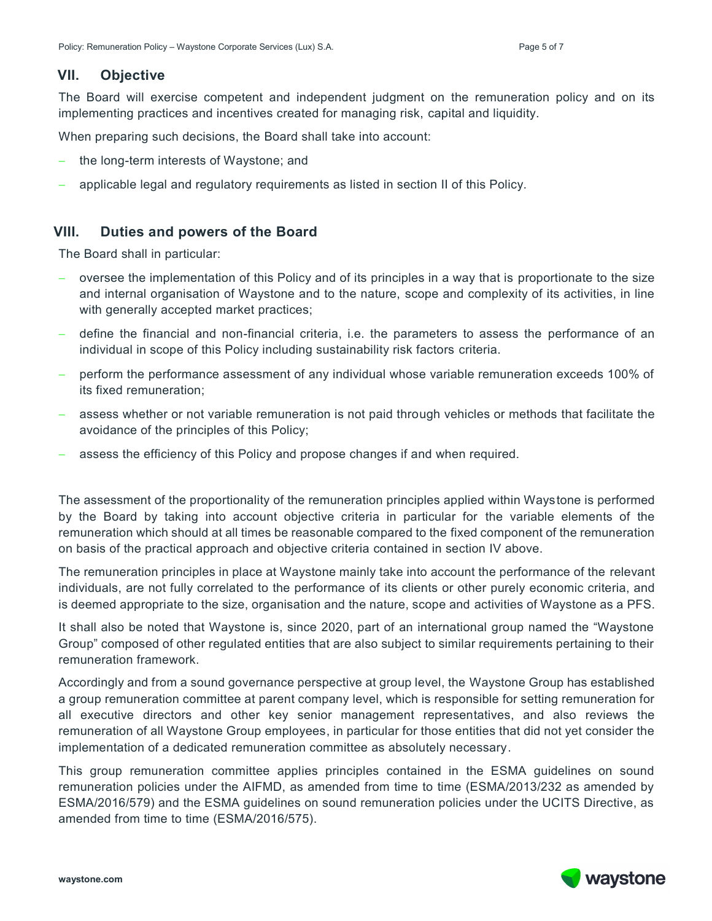## VII. Objective

The Board will exercise competent and independent judgment on the remuneration policy and on its implementing practices and incentives created for managing risk, capital and liquidity.

When preparing such decisions, the Board shall take into account:

- the long-term interests of Waystone; and
- applicable legal and regulatory requirements as listed in section II of this Policy.

## VIII. Duties and powers of the Board

The Board shall in particular:

- oversee the implementation of this Policy and of its principles in a way that is proportionate to the size and internal organisation of Waystone and to the nature, scope and complexity of its activities, in line with generally accepted market practices;
- define the financial and non-financial criteria, i.e. the parameters to assess the performance of an individual in scope of this Policy including sustainability risk factors criteria.
- perform the performance assessment of any individual whose variable remuneration exceeds 100% of its fixed remuneration;
- assess whether or not variable remuneration is not paid through vehicles or methods that facilitate the avoidance of the principles of this Policy;
- assess the efficiency of this Policy and propose changes if and when required.

The assessment of the proportionality of the remuneration principles applied within Waystone is performed by the Board by taking into account objective criteria in particular for the variable elements of the remuneration which should at all times be reasonable compared to the fixed component of the remuneration on basis of the practical approach and objective criteria contained in section IV above.

The remuneration principles in place at Waystone mainly take into account the performance of the relevant individuals, are not fully correlated to the performance of its clients or other purely economic criteria, and is deemed appropriate to the size, organisation and the nature, scope and activities of Waystone as a PFS.

It shall also be noted that Waystone is, since 2020, part of an international group named the "Waystone Group" composed of other regulated entities that are also subject to similar requirements pertaining to their remuneration framework.

Accordingly and from a sound governance perspective at group level, the Waystone Group has established a group remuneration committee at parent company level, which is responsible for setting remuneration for all executive directors and other key senior management representatives, and also reviews the remuneration of all Waystone Group employees, in particular for those entities that did not yet consider the implementation of a dedicated remuneration committee as absolutely necessary.

This group remuneration committee applies principles contained in the ESMA guidelines on sound remuneration policies under the AIFMD, as amended from time to time (ESMA/2013/232 as amended by ESMA/2016/579) and the ESMA guidelines on sound remuneration policies under the UCITS Directive, as amended from time to time (ESMA/2016/575).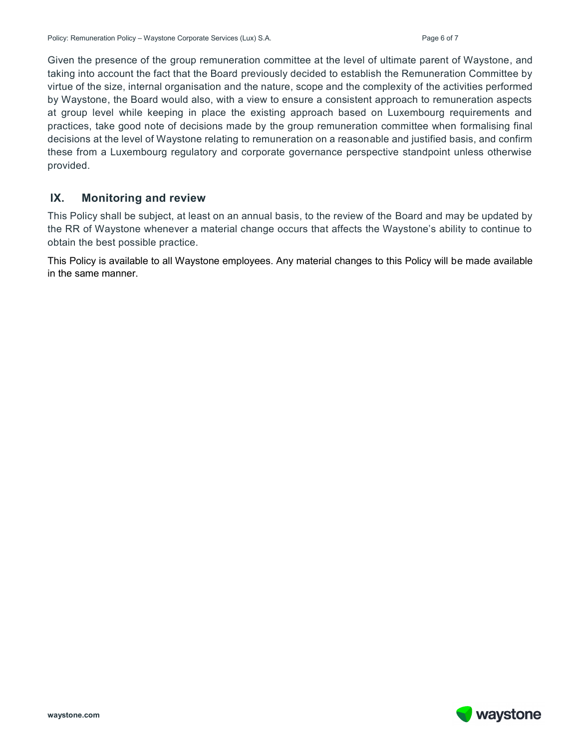Given the presence of the group remuneration committee at the level of ultimate parent of Waystone, and taking into account the fact that the Board previously decided to establish the Remuneration Committee by virtue of the size, internal organisation and the nature, scope and the complexity of the activities performed by Waystone, the Board would also, with a view to ensure a consistent approach to remuneration aspects at group level while keeping in place the existing approach based on Luxembourg requirements and practices, take good note of decisions made by the group remuneration committee when formalising final decisions at the level of Waystone relating to remuneration on a reasonable and justified basis, and confirm these from a Luxembourg regulatory and corporate governance perspective standpoint unless otherwise provided.

## IX. Monitoring and review

This Policy shall be subject, at least on an annual basis, to the review of the Board and may be updated by the RR of Waystone whenever a material change occurs that affects the Waystone's ability to continue to obtain the best possible practice.

This Policy is available to all Waystone employees. Any material changes to this Policy will be made available in the same manner.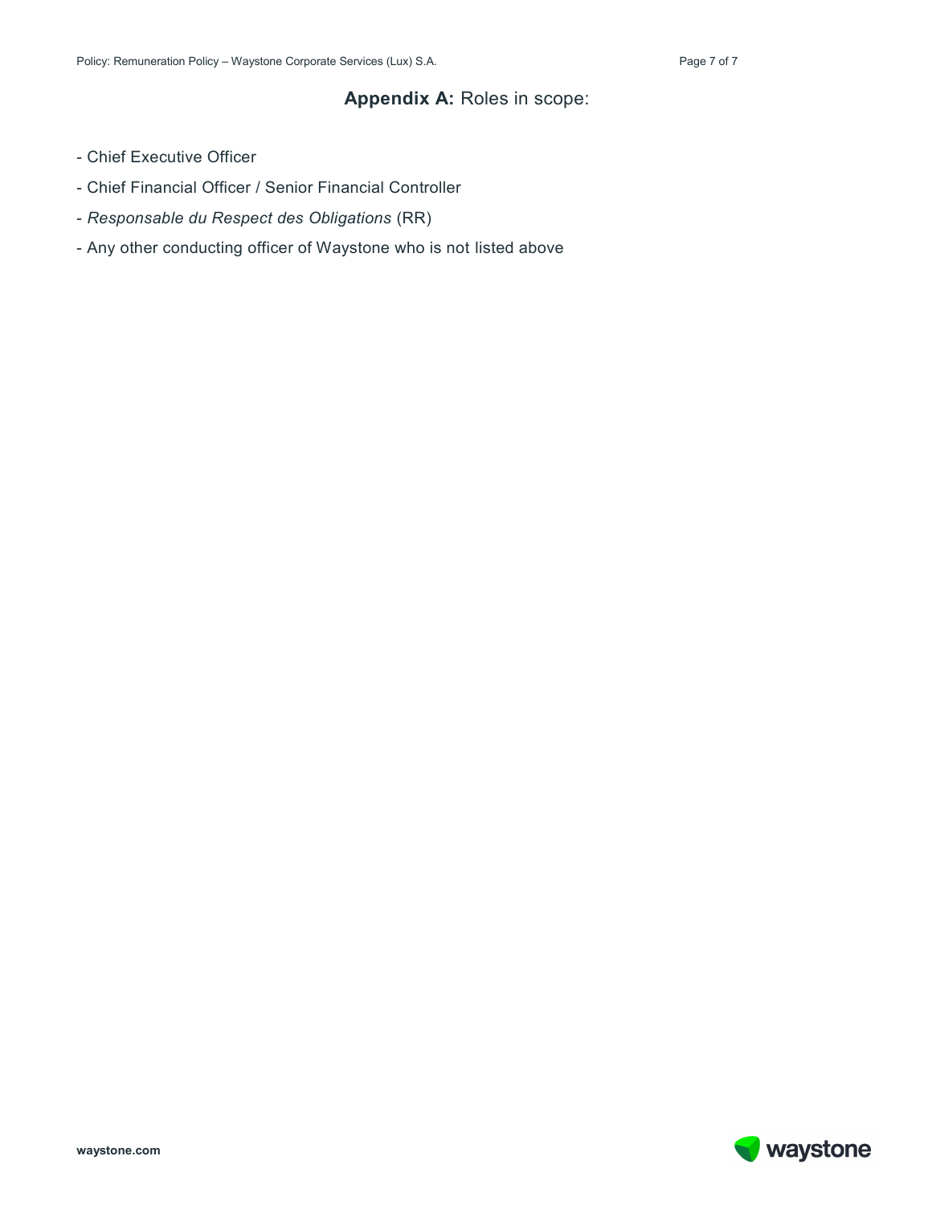## **Appendix A:** Roles in scope:

- Chief Executive Officer
- Chief Financial Officer / Senior Financial Controller
- *Responsable du Respect des Obligations* (RR)
- Any other conducting officer of Waystone who is not listed above